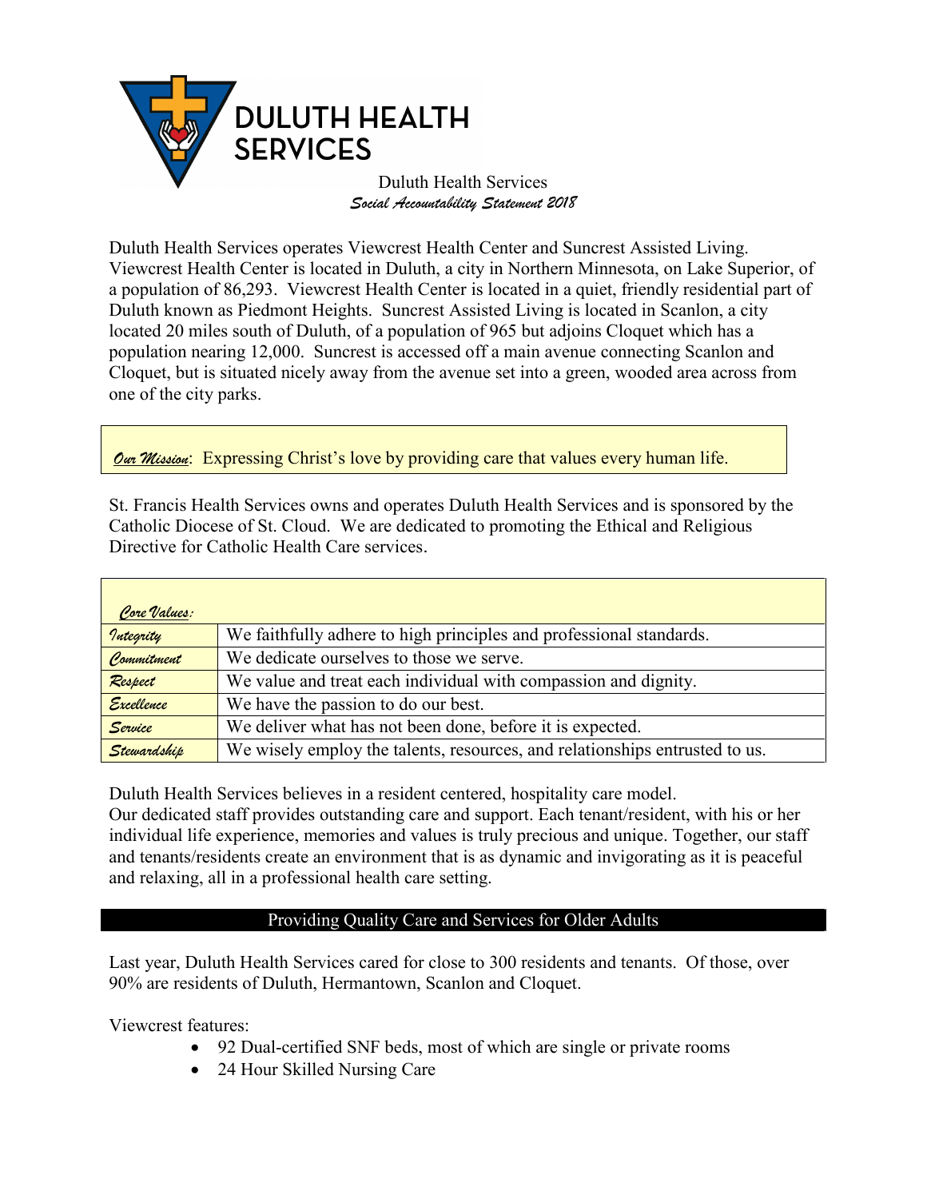# DULUTH HEALTH SERVICES

Duluth Health Services

*Social Accountability Statement 2018*

Duluth Health Services operates Viewcrest Health Center and Suncrest Assisted Living. Viewcrest Health Center is located in Duluth, a city in Northern Minnesota, on Lake Superior, of a population of 86,293. Viewcrest Health Center is located in a quiet, friendly residential part of Duluth known as Piedmont Heights. Suncrest Assisted Living is located in Scanlon, a city located 20 miles south of Duluth, of a population of 965 but adjoins Cloquet which has a population nearing 12,000. Suncrest is accessed off a main avenue connecting Scanlon and Cloquet, but is situated nicely away from the avenue set into a green, wooded area across from one of the city parks.

***Our Mission***: Expressing Christ's love by providing care that values every human life.

St. Francis Health Services owns and operates Duluth Health Services and is sponsored by the Catholic Diocese of St. Cloud. We are dedicated to promoting the Ethical and Religious Directive for Catholic Health Care services.

| ***Core Values:*** | |
|---|---|
| *Integrity* | We faithfully adhere to high principles and professional standards. |
| *Commitment* | We dedicate ourselves to those we serve. |
| *Respect* | We value and treat each individual with compassion and dignity. |
| *Excellence* | We have the passion to do our best. |
| *Service* | We deliver what has not been done, before it is expected. |
| *Stewardship* | We wisely employ the talents, resources, and relationships entrusted to us. |

Duluth Health Services believes in a resident centered, hospitality care model. Our dedicated staff provides outstanding care and support. Each tenant/resident, with his or her individual life experience, memories and values is truly precious and unique. Together, our staff and tenants/residents create an environment that is as dynamic and invigorating as it is peaceful and relaxing, all in a professional health care setting.

## Providing Quality Care and Services for Older Adults

Last year, Duluth Health Services cared for close to 300 residents and tenants. Of those, over 90% are residents of Duluth, Hermantown, Scanlon and Cloquet.

Viewcrest features:

- 92 Dual-certified SNF beds, most of which are single or private rooms
- 24 Hour Skilled Nursing Care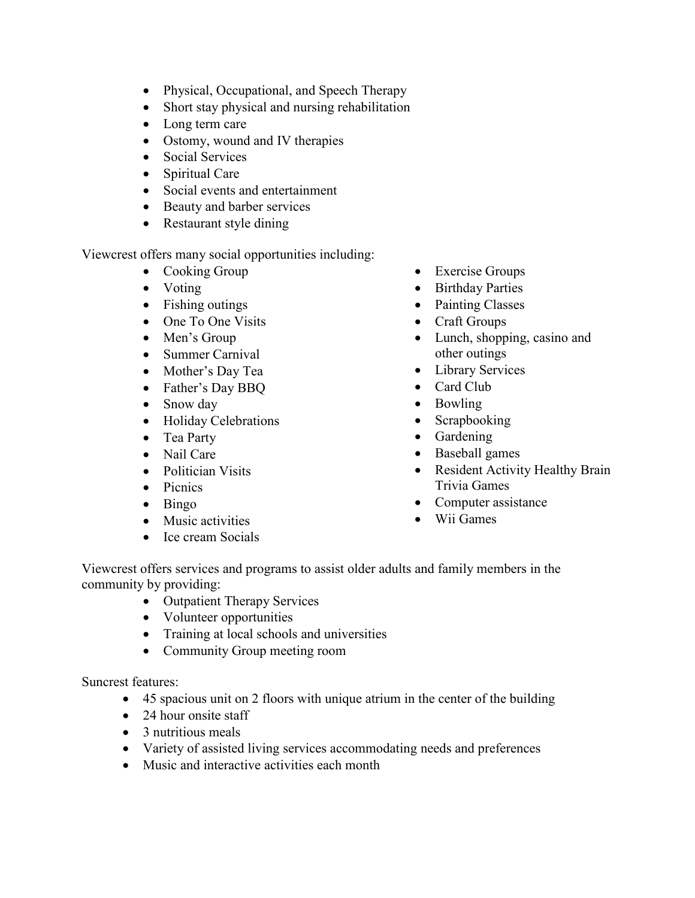- Physical, Occupational, and Speech Therapy
- Short stay physical and nursing rehabilitation
- Long term care
- Ostomy, wound and IV therapies
- Social Services
- Spiritual Care
- Social events and entertainment
- Beauty and barber services
- Restaurant style dining

Viewcrest offers many social opportunities including:

- Cooking Group
- Voting
- Fishing outings
- One To One Visits
- Men's Group
- Summer Carnival
- Mother's Day Tea
- Father's Day BBQ
- Snow day
- Holiday Celebrations
- Tea Party
- Nail Care
- Politician Visits
- Picnics
- Bingo
- Music activities
- Ice cream Socials
- Exercise Groups
- Birthday Parties
- Painting Classes
- Craft Groups
- Lunch, shopping, casino and other outings
- Library Services
- Card Club
- Bowling
- Scrapbooking
- Gardening
- Baseball games
- Resident Activity Healthy Brain Trivia Games
- Computer assistance
- Wii Games

Viewcrest offers services and programs to assist older adults and family members in the community by providing:

- Outpatient Therapy Services
- Volunteer opportunities
- Training at local schools and universities
- Community Group meeting room

Suncrest features:

- 45 spacious unit on 2 floors with unique atrium in the center of the building
- 24 hour onsite staff
- 3 nutritious meals
- Variety of assisted living services accommodating needs and preferences
- Music and interactive activities each month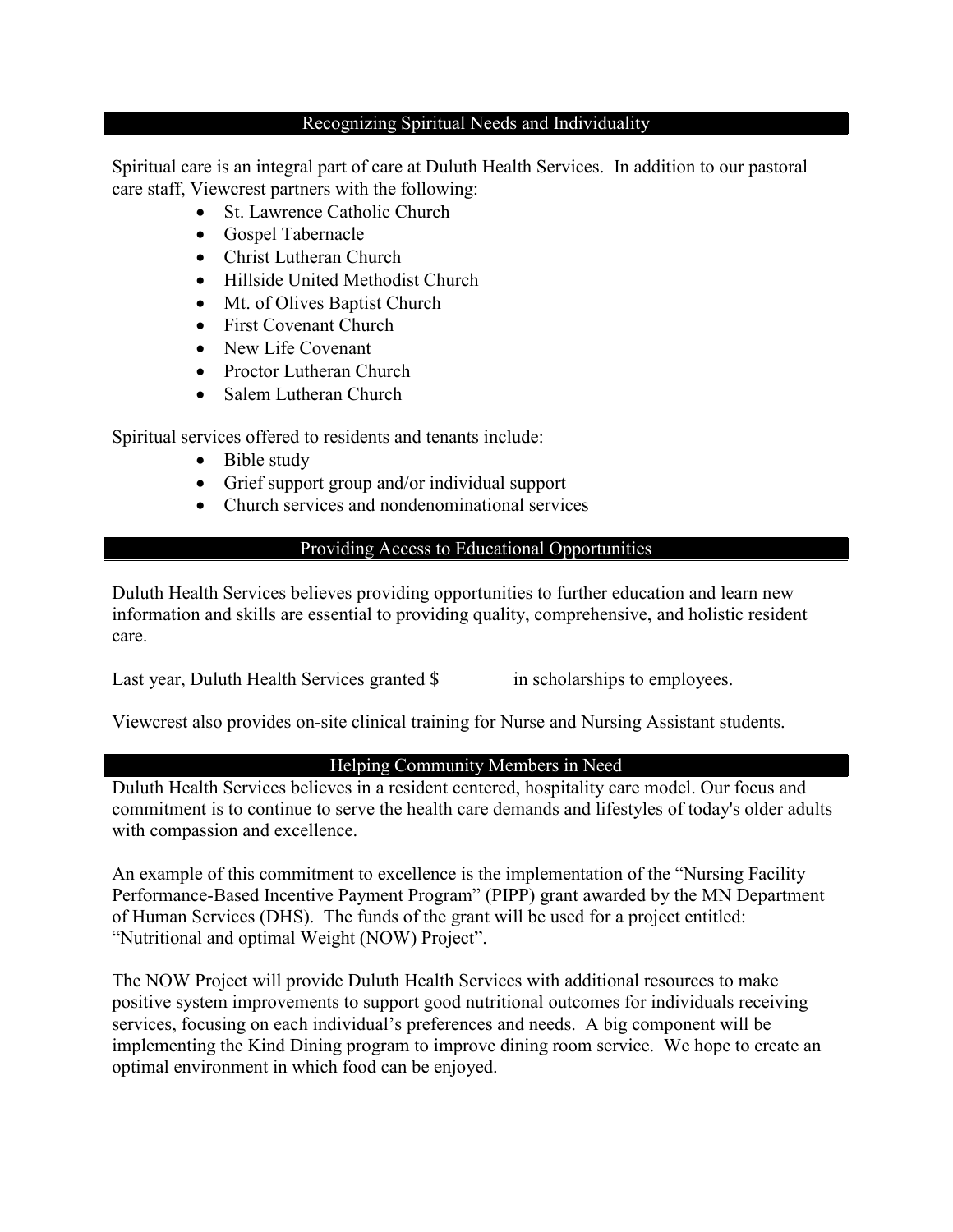## Recognizing Spiritual Needs and Individuality

Spiritual care is an integral part of care at Duluth Health Services. In addition to our pastoral care staff, Viewcrest partners with the following:

- St. Lawrence Catholic Church
- Gospel Tabernacle
- Christ Lutheran Church
- Hillside United Methodist Church
- Mt. of Olives Baptist Church
- First Covenant Church
- New Life Covenant
- Proctor Lutheran Church
- Salem Lutheran Church

Spiritual services offered to residents and tenants include:

- Bible study
- Grief support group and/or individual support
- Church services and nondenominational services

## Providing Access to Educational Opportunities

Duluth Health Services believes providing opportunities to further education and learn new information and skills are essential to providing quality, comprehensive, and holistic resident care.

Last year, Duluth Health Services granted $ in scholarships to employees.

Viewcrest also provides on-site clinical training for Nurse and Nursing Assistant students.

## Helping Community Members in Need

Duluth Health Services believes in a resident centered, hospitality care model. Our focus and commitment is to continue to serve the health care demands and lifestyles of today's older adults with compassion and excellence.

An example of this commitment to excellence is the implementation of the "Nursing Facility Performance-Based Incentive Payment Program" (PIPP) grant awarded by the MN Department of Human Services (DHS). The funds of the grant will be used for a project entitled: "Nutritional and optimal Weight (NOW) Project".

The NOW Project will provide Duluth Health Services with additional resources to make positive system improvements to support good nutritional outcomes for individuals receiving services, focusing on each individual's preferences and needs. A big component will be implementing the Kind Dining program to improve dining room service. We hope to create an optimal environment in which food can be enjoyed.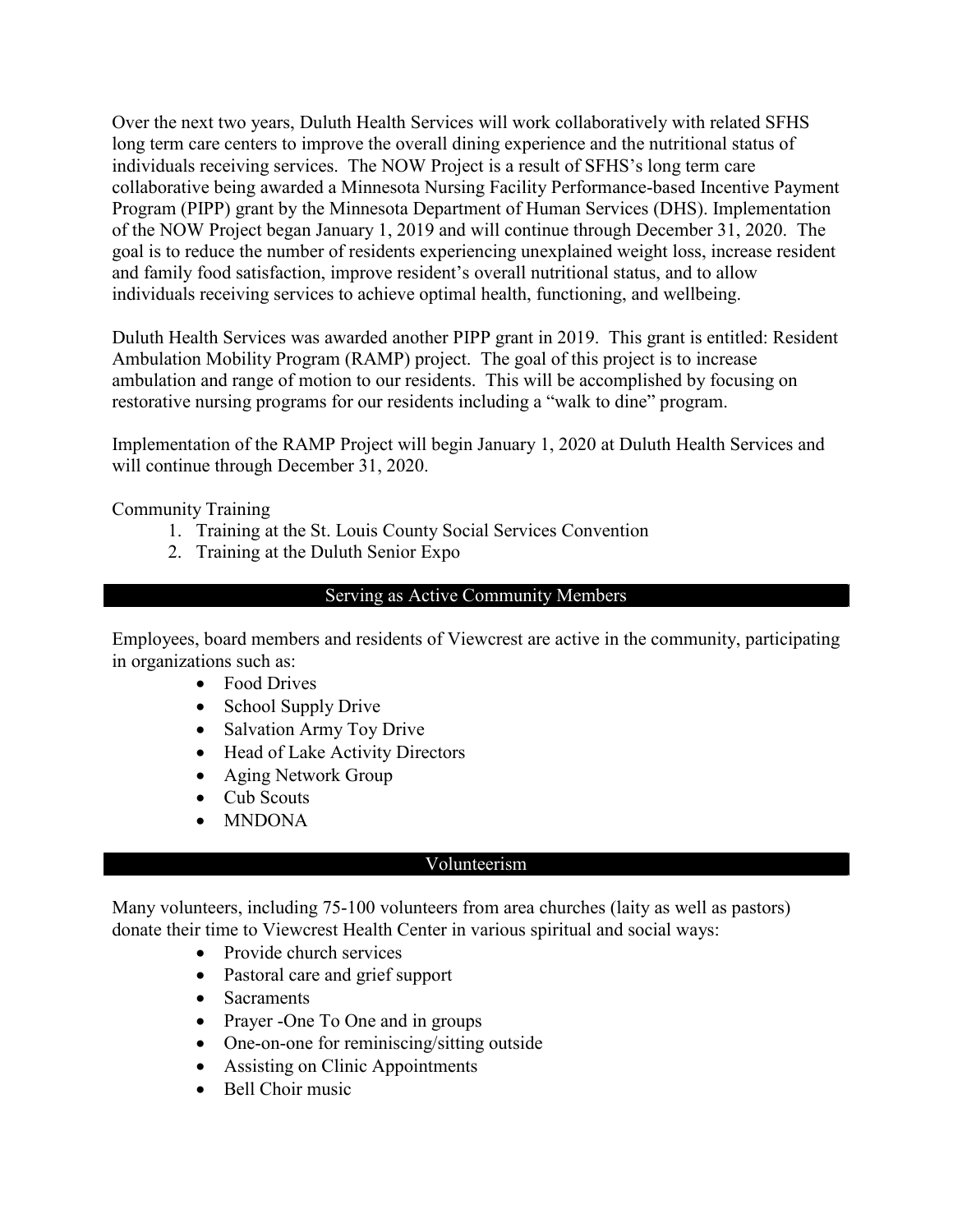Over the next two years, Duluth Health Services will work collaboratively with related SFHS long term care centers to improve the overall dining experience and the nutritional status of individuals receiving services. The NOW Project is a result of SFHS's long term care collaborative being awarded a Minnesota Nursing Facility Performance-based Incentive Payment Program (PIPP) grant by the Minnesota Department of Human Services (DHS). Implementation of the NOW Project began January 1, 2019 and will continue through December 31, 2020. The goal is to reduce the number of residents experiencing unexplained weight loss, increase resident and family food satisfaction, improve resident's overall nutritional status, and to allow individuals receiving services to achieve optimal health, functioning, and wellbeing.

Duluth Health Services was awarded another PIPP grant in 2019. This grant is entitled: Resident Ambulation Mobility Program (RAMP) project. The goal of this project is to increase ambulation and range of motion to our residents. This will be accomplished by focusing on restorative nursing programs for our residents including a "walk to dine" program.

Implementation of the RAMP Project will begin January 1, 2020 at Duluth Health Services and will continue through December 31, 2020.

Community Training

1. Training at the St. Louis County Social Services Convention
2. Training at the Duluth Senior Expo

## Serving as Active Community Members

Employees, board members and residents of Viewcrest are active in the community, participating in organizations such as:

- Food Drives
- School Supply Drive
- Salvation Army Toy Drive
- Head of Lake Activity Directors
- Aging Network Group
- Cub Scouts
- MNDONA

## Volunteerism

Many volunteers, including 75-100 volunteers from area churches (laity as well as pastors) donate their time to Viewcrest Health Center in various spiritual and social ways:

- Provide church services
- Pastoral care and grief support
- Sacraments
- Prayer -One To One and in groups
- One-on-one for reminiscing/sitting outside
- Assisting on Clinic Appointments
- Bell Choir music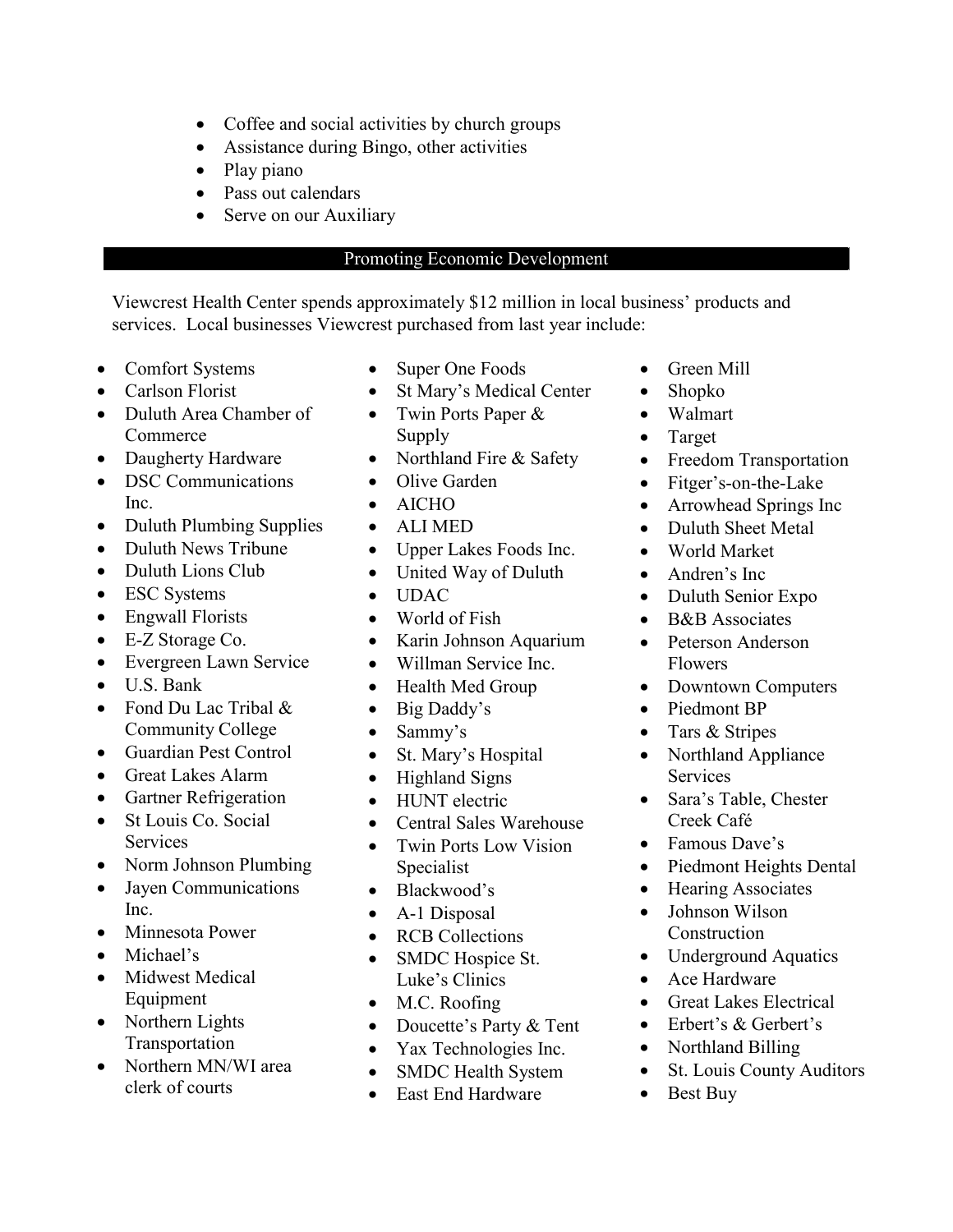- Coffee and social activities by church groups
- Assistance during Bingo, other activities
- Play piano
- Pass out calendars
- Serve on our Auxiliary

## Promoting Economic Development

Viewcrest Health Center spends approximately $12 million in local business' products and services. Local businesses Viewcrest purchased from last year include:

- Comfort Systems
- Carlson Florist
- Duluth Area Chamber of Commerce
- Daugherty Hardware
- DSC Communications Inc.
- Duluth Plumbing Supplies
- Duluth News Tribune
- Duluth Lions Club
- ESC Systems
- Engwall Florists
- E-Z Storage Co.
- Evergreen Lawn Service
- U.S. Bank
- Fond Du Lac Tribal & Community College
- Guardian Pest Control
- Great Lakes Alarm
- Gartner Refrigeration
- St Louis Co. Social Services
- Norm Johnson Plumbing
- Jayen Communications Inc.
- Minnesota Power
- Michael's
- Midwest Medical Equipment
- Northern Lights Transportation
- Northern MN/WI area clerk of courts
- Super One Foods
- St Mary's Medical Center
- Twin Ports Paper & Supply
- Northland Fire & Safety
- Olive Garden
- AICHO
- ALI MED
- Upper Lakes Foods Inc.
- United Way of Duluth
- UDAC
- World of Fish
- Karin Johnson Aquarium
- Willman Service Inc.
- Health Med Group
- Big Daddy's
- Sammy's
- St. Mary's Hospital
- Highland Signs
- HUNT electric
- Central Sales Warehouse
- Twin Ports Low Vision Specialist
- Blackwood's
- A-1 Disposal
- RCB Collections
- SMDC Hospice St. Luke's Clinics
- M.C. Roofing
- Doucette's Party & Tent
- Yax Technologies Inc.
- SMDC Health System
- East End Hardware
- Green Mill
- Shopko
- Walmart
- Target
- Freedom Transportation
- Fitger's-on-the-Lake
- Arrowhead Springs Inc
- Duluth Sheet Metal
- World Market
- Andren's Inc
- Duluth Senior Expo
- B&B Associates
- Peterson Anderson Flowers
- Downtown Computers
- Piedmont BP
- Tars & Stripes
- Northland Appliance Services
- Sara's Table, Chester Creek Café
- Famous Dave's
- Piedmont Heights Dental
- Hearing Associates
- Johnson Wilson Construction
- Underground Aquatics
- Ace Hardware
- Great Lakes Electrical
- Erbert's & Gerbert's
- Northland Billing
- St. Louis County Auditors
- Best Buy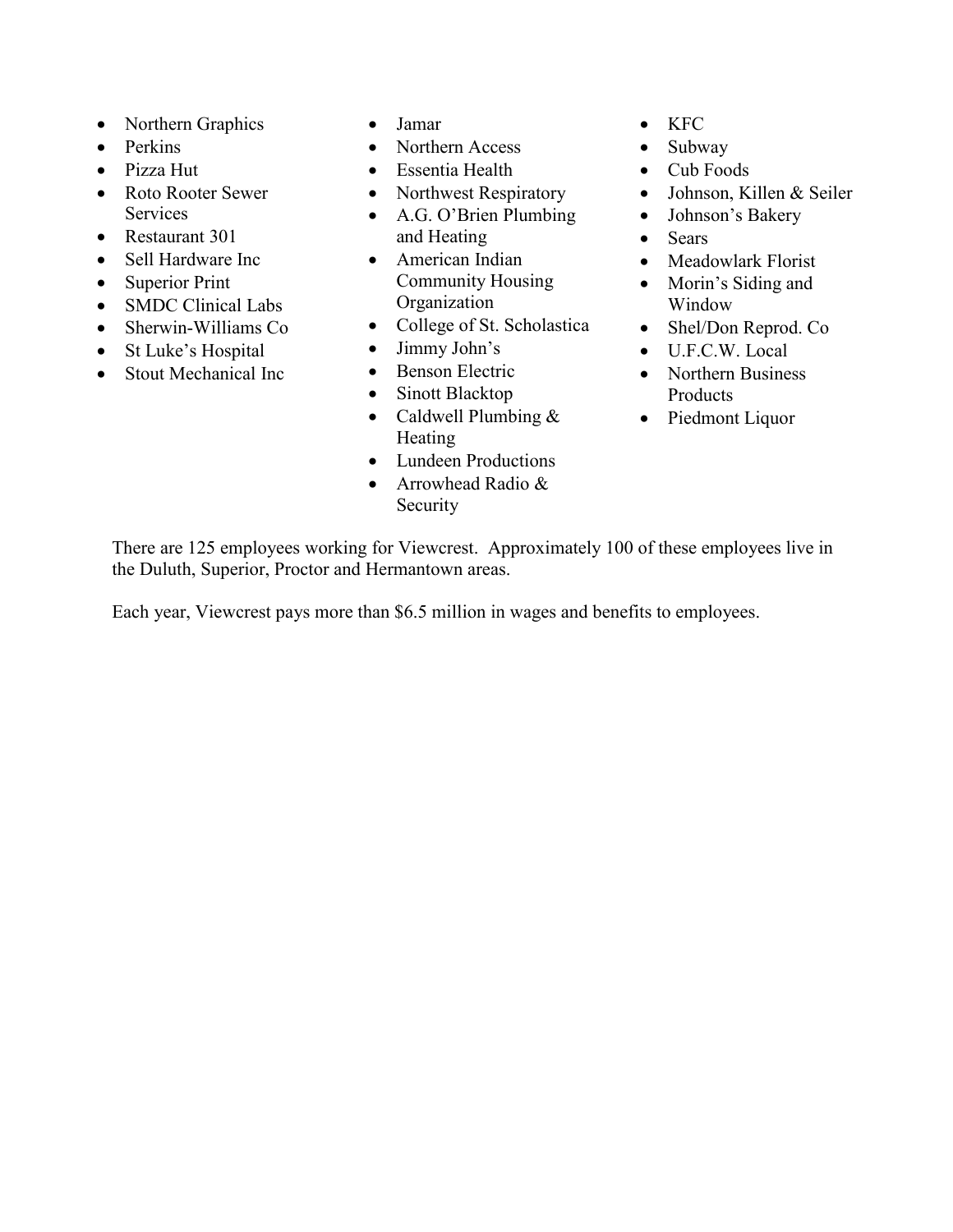- Northern Graphics
- Perkins
- Pizza Hut
- Roto Rooter Sewer Services
- Restaurant 301
- Sell Hardware Inc
- Superior Print
- SMDC Clinical Labs
- Sherwin-Williams Co
- St Luke's Hospital
- Stout Mechanical Inc
- Jamar
- Northern Access
- Essentia Health
- Northwest Respiratory
- A.G. O'Brien Plumbing and Heating
- American Indian Community Housing Organization
- College of St. Scholastica
- Jimmy John's
- Benson Electric
- Sinott Blacktop
- Caldwell Plumbing & Heating
- Lundeen Productions
- Arrowhead Radio & Security
- KFC
- Subway
- Cub Foods
- Johnson, Killen & Seiler
- Johnson's Bakery
- Sears
- Meadowlark Florist
- Morin's Siding and Window
- Shel/Don Reprod. Co
- U.F.C.W. Local
- Northern Business Products
- Piedmont Liquor

There are 125 employees working for Viewcrest. Approximately 100 of these employees live in the Duluth, Superior, Proctor and Hermantown areas.

Each year, Viewcrest pays more than $6.5 million in wages and benefits to employees.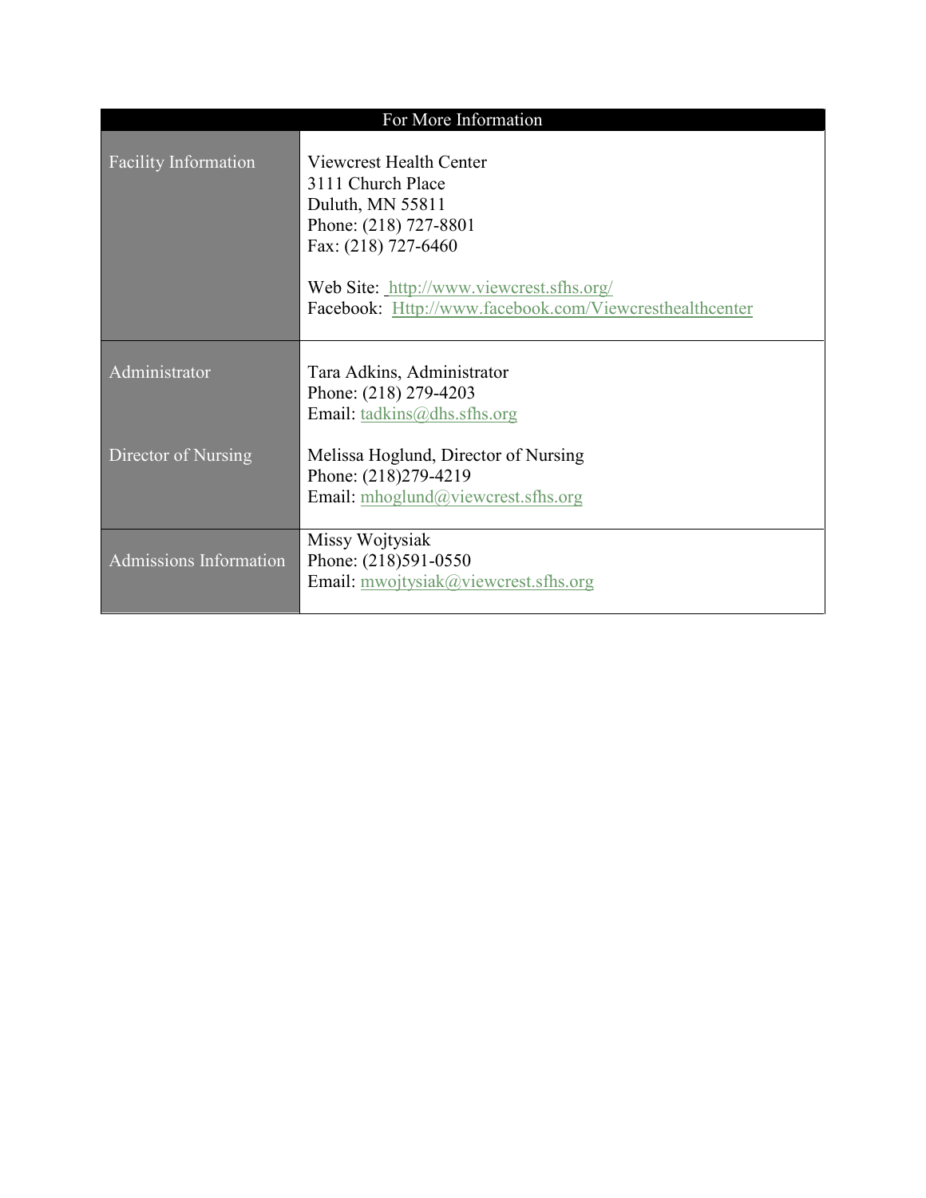| For More Information | |
|---|---|
| Facility Information | Viewcrest Health Center<br>3111 Church Place<br>Duluth, MN 55811<br>Phone: (218) 727-8801<br>Fax: (218) 727-6460<br><br>Web Site: http://www.viewcrest.sfhs.org/<br>Facebook: Http://www.facebook.com/Viewcresthealthcenter |
| Administrator<br><br><br><br>Director of Nursing | Tara Adkins, Administrator<br>Phone: (218) 279-4203<br>Email: tadkins@dhs.sfhs.org<br><br>Melissa Hoglund, Director of Nursing<br>Phone: (218)279-4219<br>Email: mhoglund@viewcrest.sfhs.org |
| Admissions Information | Missy Wojtysiak<br>Phone: (218)591-0550<br>Email: mwojtysiak@viewcrest.sfhs.org |